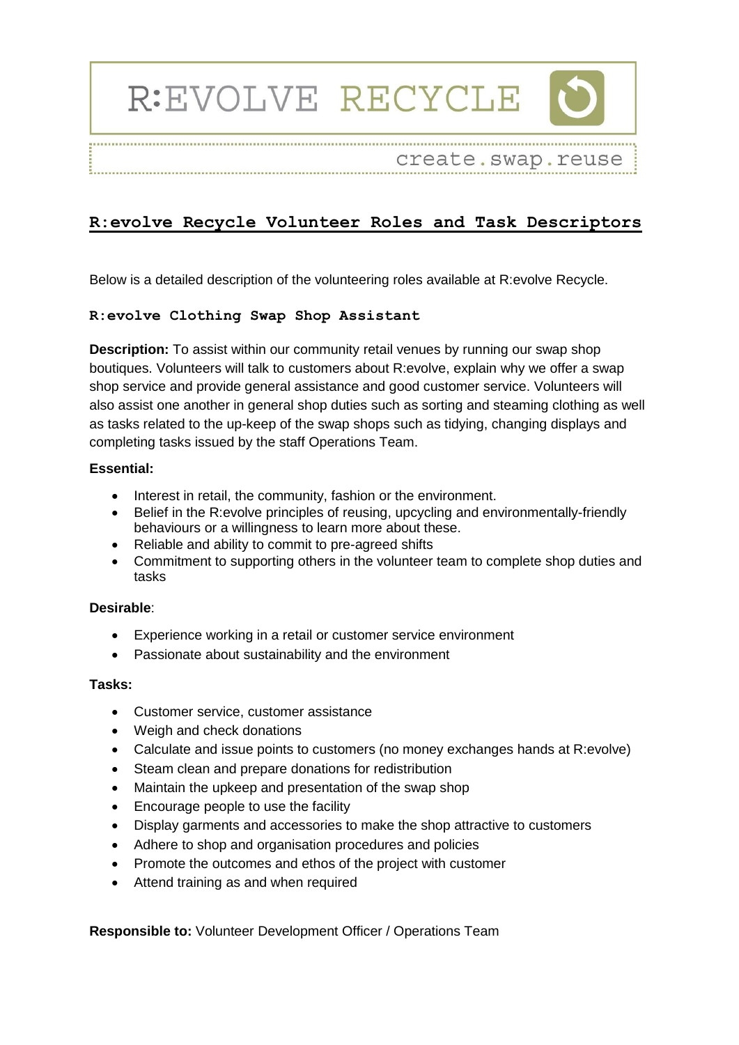R:EVOLVE RECYCLE

create.swap.reuse

# R:evolve Recycle Volunteer Roles and Task Descriptors

Below is a detailed description of the volunteering roles available at R:evolve Recycle.

## R:evolve Clothing Swap Shop Assistant

**Description:** To assist within our community retail venues by running our swap shop boutiques. Volunteers will talk to customers about R:evolve, explain why we offer a swap shop service and provide general assistance and good customer service. Volunteers will also assist one another in general shop duties such as sorting and steaming clothing as well as tasks related to the up-keep of the swap shops such as tidying, changing displays and completing tasks issued by the staff Operations Team.

**Essential:**

- Interest in retail, the community, fashion or the environment.
- Belief in the R:evolve principles of reusing, upcycling and environmentally-friendly behaviours or a willingness to learn more about these.
- Reliable and ability to commit to pre-agreed shifts
- Commitment to supporting others in the volunteer team to complete shop duties and tasks

**Desirable**:

- Experience working in a retail or customer service environment
- Passionate about sustainability and the environment

**Tasks:**

- Customer service, customer assistance
- Weigh and check donations
- Calculate and issue points to customers (no money exchanges hands at R:evolve)
- Steam clean and prepare donations for redistribution
- Maintain the upkeep and presentation of the swap shop
- Encourage people to use the facility
- Display garments and accessories to make the shop attractive to customers
- Adhere to shop and organisation procedures and policies
- Promote the outcomes and ethos of the project with customer
- Attend training as and when required

**Responsible to:** Volunteer Development Officer / Operations Team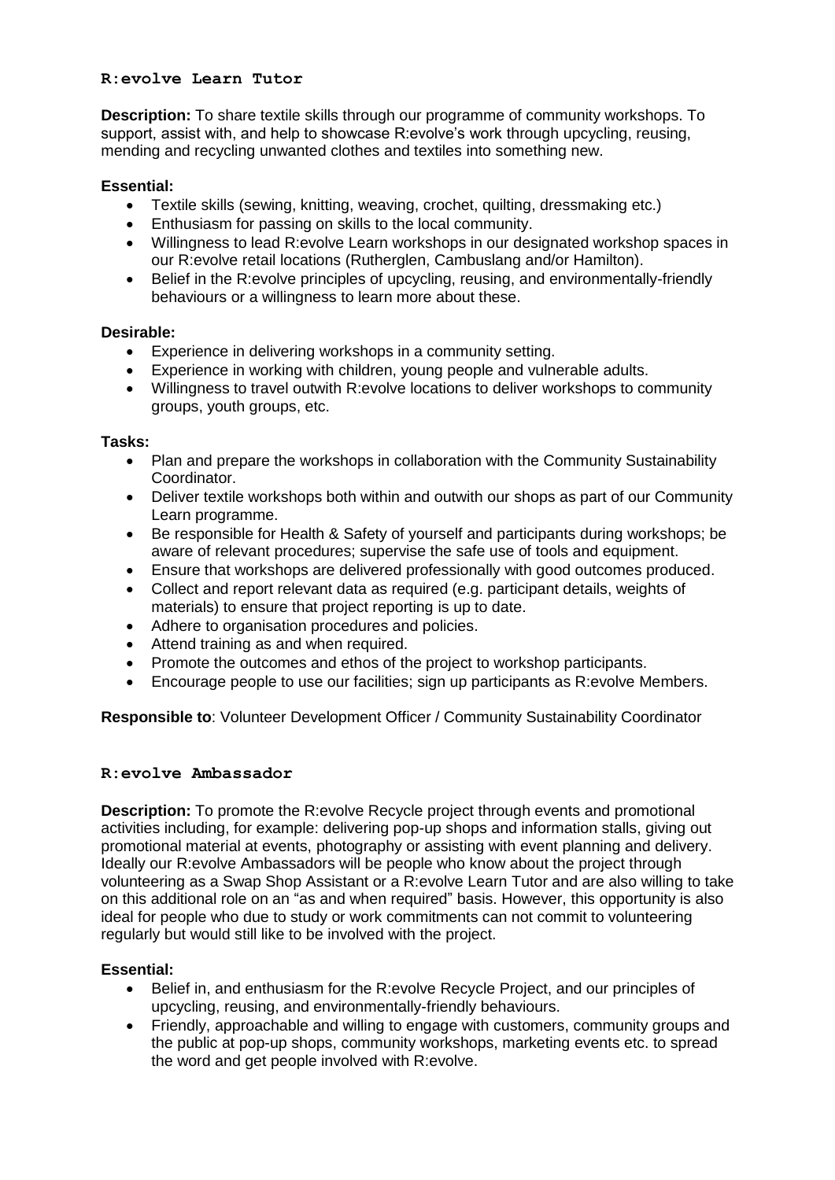## R:evolve Learn Tutor

**Description:** To share textile skills through our programme of community workshops. To support, assist with, and help to showcase R:evolve's work through upcycling, reusing, mending and recycling unwanted clothes and textiles into something new.

**Essential:**

- Textile skills (sewing, knitting, weaving, crochet, quilting, dressmaking etc.)
- Enthusiasm for passing on skills to the local community.
- Willingness to lead R:evolve Learn workshops in our designated workshop spaces in our R:evolve retail locations (Rutherglen, Cambuslang and/or Hamilton).
- Belief in the R:evolve principles of upcycling, reusing, and environmentally-friendly behaviours or a willingness to learn more about these.

**Desirable:**

- Experience in delivering workshops in a community setting.
- Experience in working with children, young people and vulnerable adults.
- Willingness to travel outwith R:evolve locations to deliver workshops to community groups, youth groups, etc.

**Tasks:**

- Plan and prepare the workshops in collaboration with the Community Sustainability Coordinator.
- Deliver textile workshops both within and outwith our shops as part of our Community Learn programme.
- Be responsible for Health & Safety of yourself and participants during workshops; be aware of relevant procedures; supervise the safe use of tools and equipment.
- Ensure that workshops are delivered professionally with good outcomes produced.
- Collect and report relevant data as required (e.g. participant details, weights of materials) to ensure that project reporting is up to date.
- Adhere to organisation procedures and policies.
- Attend training as and when required.
- Promote the outcomes and ethos of the project to workshop participants.
- Encourage people to use our facilities; sign up participants as R:evolve Members.

**Responsible to**: Volunteer Development Officer / Community Sustainability Coordinator

## R:evolve Ambassador

**Description:** To promote the R:evolve Recycle project through events and promotional activities including, for example: delivering pop-up shops and information stalls, giving out promotional material at events, photography or assisting with event planning and delivery. Ideally our R:evolve Ambassadors will be people who know about the project through volunteering as a Swap Shop Assistant or a R:evolve Learn Tutor and are also willing to take on this additional role on an "as and when required" basis. However, this opportunity is also ideal for people who due to study or work commitments can not commit to volunteering regularly but would still like to be involved with the project.

**Essential:**

- Belief in, and enthusiasm for the R:evolve Recycle Project, and our principles of upcycling, reusing, and environmentally-friendly behaviours.
- Friendly, approachable and willing to engage with customers, community groups and the public at pop-up shops, community workshops, marketing events etc. to spread the word and get people involved with R:evolve.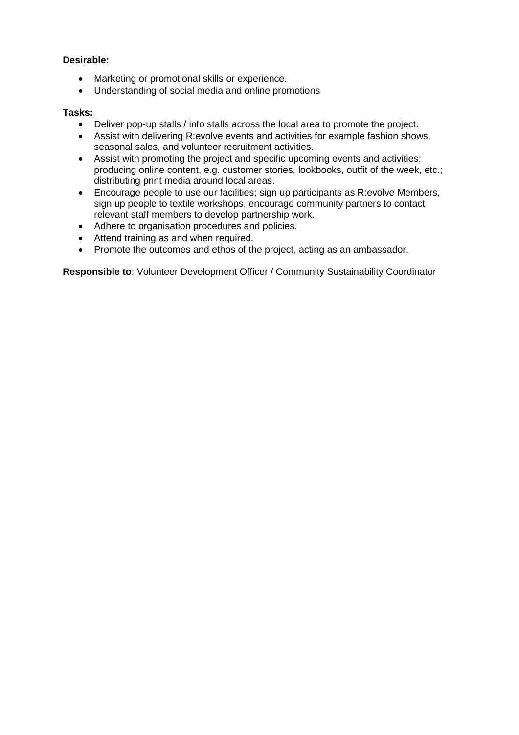**Desirable:**

- Marketing or promotional skills or experience.
- Understanding of social media and online promotions

**Tasks:**

- Deliver pop-up stalls / info stalls across the local area to promote the project.
- Assist with delivering R:evolve events and activities for example fashion shows, seasonal sales, and volunteer recruitment activities.
- Assist with promoting the project and specific upcoming events and activities; producing online content, e.g. customer stories, lookbooks, outfit of the week, etc.; distributing print media around local areas.
- Encourage people to use our facilities; sign up participants as R:evolve Members, sign up people to textile workshops, encourage community partners to contact relevant staff members to develop partnership work.
- Adhere to organisation procedures and policies.
- Attend training as and when required.
- Promote the outcomes and ethos of the project, acting as an ambassador.

**Responsible to**: Volunteer Development Officer / Community Sustainability Coordinator